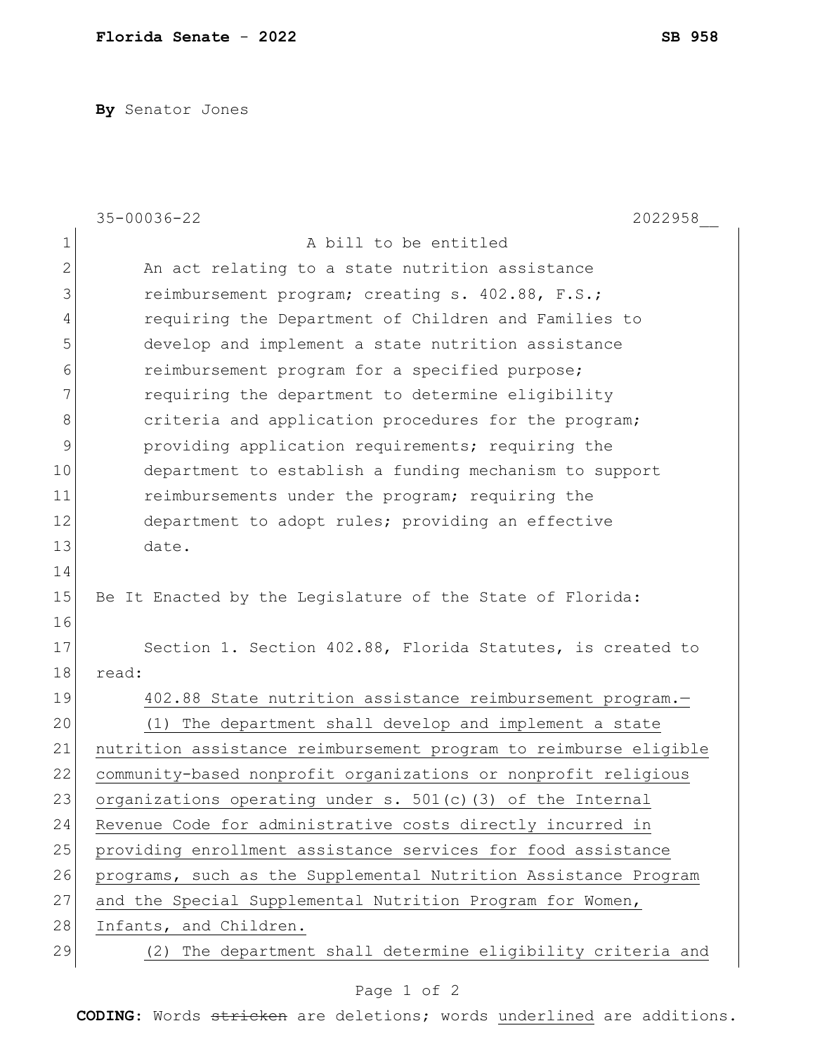**Florida Senate - 2022** **SB 958**

**By** Senator Jones

35-00036-22 2022958__

A bill to be entitled

An act relating to a state nutrition assistance reimbursement program; creating s. 402.88, F.S.; requiring the Department of Children and Families to develop and implement a state nutrition assistance reimbursement program for a specified purpose; requiring the department to determine eligibility criteria and application procedures for the program; providing application requirements; requiring the department to establish a funding mechanism to support reimbursements under the program; requiring the department to adopt rules; providing an effective date.

Be It Enacted by the Legislature of the State of Florida:

Section 1. Section 402.88, Florida Statutes, is created to read:

402.88 State nutrition assistance reimbursement program.—

(1) The department shall develop and implement a state nutrition assistance reimbursement program to reimburse eligible community-based nonprofit organizations or nonprofit religious organizations operating under s. 501(c)(3) of the Internal Revenue Code for administrative costs directly incurred in providing enrollment assistance services for food assistance programs, such as the Supplemental Nutrition Assistance Program and the Special Supplemental Nutrition Program for Women, Infants, and Children.

(2) The department shall determine eligibility criteria and

**CODING:** Words ~~stricken~~ are deletions; words underlined are additions.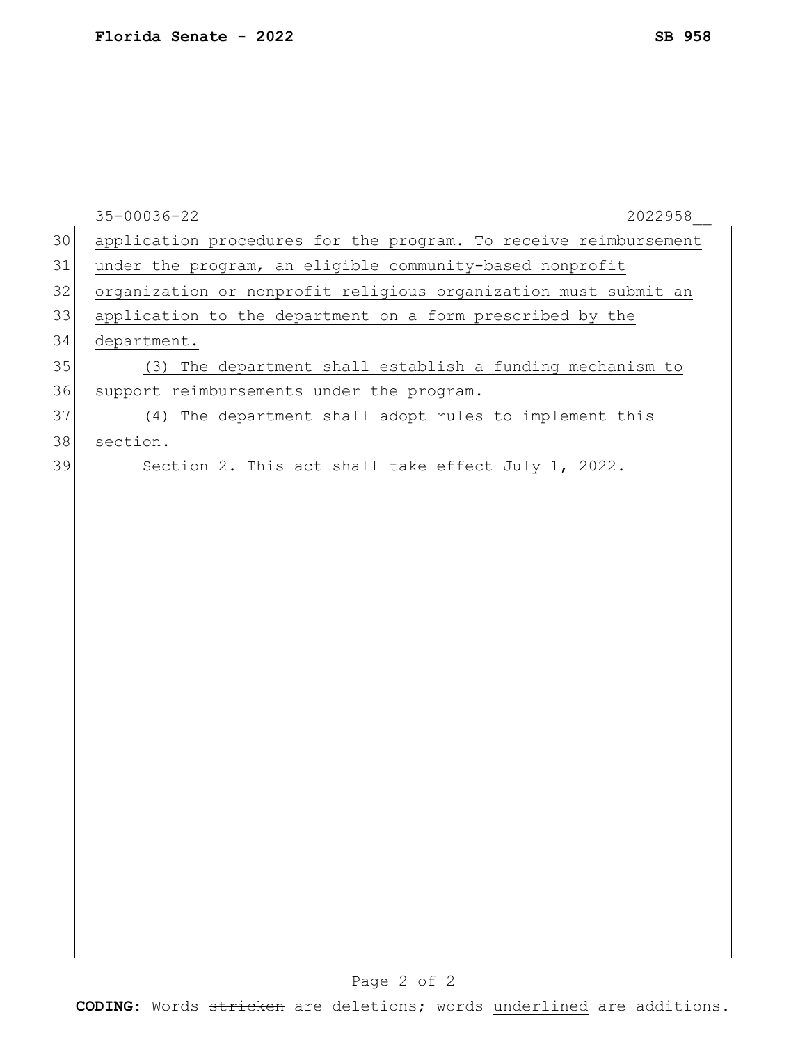35-00036-22 2022958__

30 application procedures for the program. To receive reimbursement
31 under the program, an eligible community-based nonprofit
32 organization or nonprofit religious organization must submit an
33 application to the department on a form prescribed by the
34 department.
35 (3) The department shall establish a funding mechanism to
36 support reimbursements under the program.
37 (4) The department shall adopt rules to implement this
38 section.
39 Section 2. This act shall take effect July 1, 2022.

**CODING:** Words ~~stricken~~ are deletions; words underlined are additions.